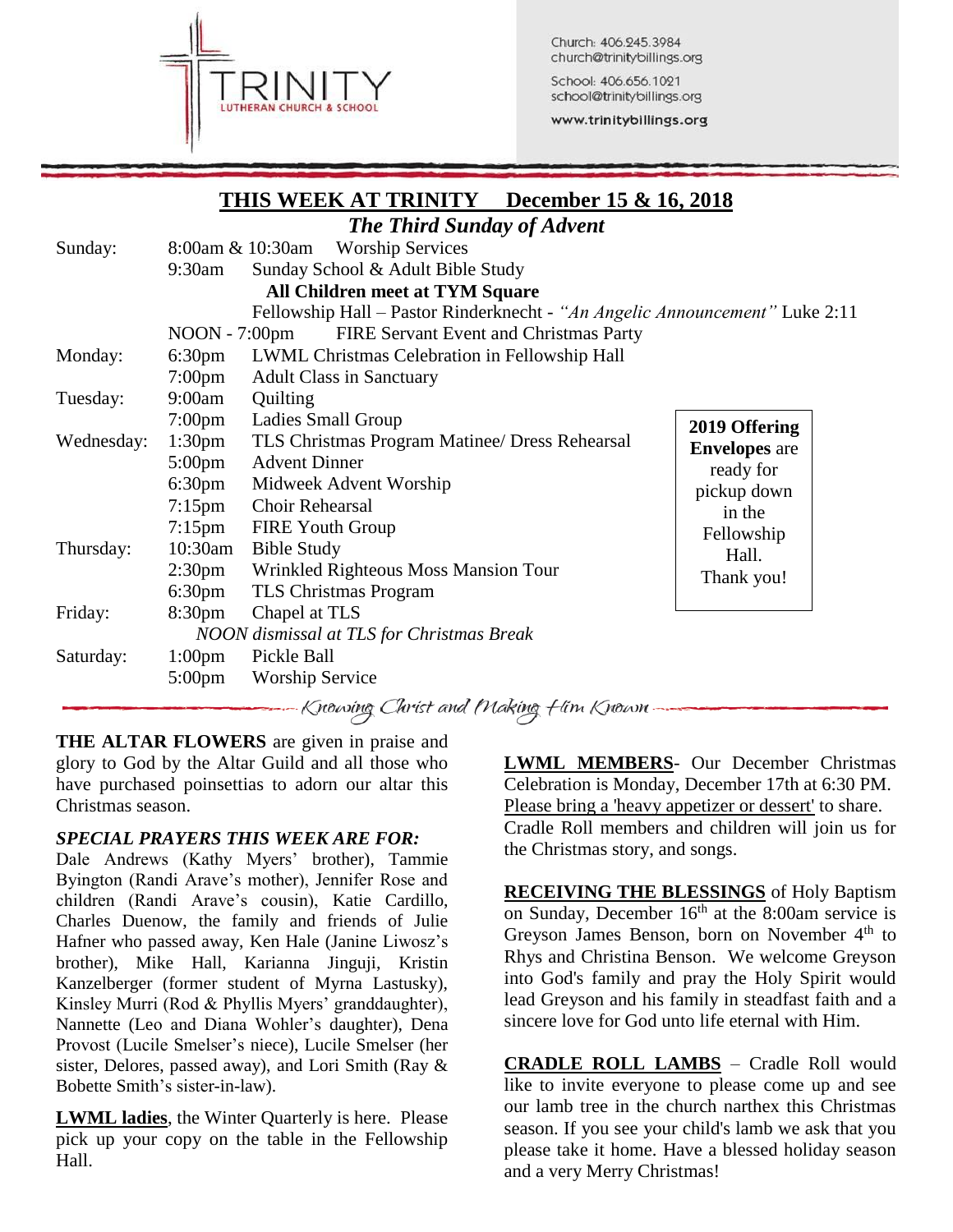TRINITY LUTHERAN CHURCH & SCHOOL

Church: 406.245.3984
church@trinitybillings.org

School: 406.656.1021
school@trinitybillings.org

www.trinitybillings.org

## THIS WEEK AT TRINITY    December 15 & 16, 2018

### *The Third Sunday of Advent*

| Day | Time | Event |
|---|---|---|
| Sunday: | 8:00am & 10:30am | Worship Services |
| | 9:30am | Sunday School & Adult Bible Study |
| | | **All Children meet at TYM Square** |
| | | Fellowship Hall – Pastor Rinderknecht - *"An Angelic Announcement"* Luke 2:11 |
| | NOON - 7:00pm | FIRE Servant Event and Christmas Party |
| Monday: | 6:30pm | LWML Christmas Celebration in Fellowship Hall |
| | 7:00pm | Adult Class in Sanctuary |
| Tuesday: | 9:00am | Quilting |
| | 7:00pm | Ladies Small Group |
| Wednesday: | 1:30pm | TLS Christmas Program Matinee/ Dress Rehearsal |
| | 5:00pm | Advent Dinner |
| | 6:30pm | Midweek Advent Worship |
| | 7:15pm | Choir Rehearsal |
| | 7:15pm | FIRE Youth Group |
| Thursday: | 10:30am | Bible Study |
| | 2:30pm | Wrinkled Righteous Moss Mansion Tour |
| | 6:30pm | TLS Christmas Program |
| Friday: | 8:30pm | Chapel at TLS |
| | | *NOON dismissal at TLS for Christmas Break* |
| Saturday: | 1:00pm | Pickle Ball |
| | 5:00pm | Worship Service |

**2019 Offering Envelopes** are ready for pickup down in the Fellowship Hall. Thank you!

*Knowing Christ and Making Him Known*

**THE ALTAR FLOWERS** are given in praise and glory to God by the Altar Guild and all those who have purchased poinsettias to adorn our altar this Christmas season.

***SPECIAL PRAYERS THIS WEEK ARE FOR:***

Dale Andrews (Kathy Myers' brother), Tammie Byington (Randi Arave's mother), Jennifer Rose and children (Randi Arave's cousin), Katie Cardillo, Charles Duenow, the family and friends of Julie Hafner who passed away, Ken Hale (Janine Liwosz's brother), Mike Hall, Karianna Jinguji, Kristin Kanzelberger (former student of Myrna Lastusky), Kinsley Murri (Rod & Phyllis Myers' granddaughter), Nannette (Leo and Diana Wohler's daughter), Dena Provost (Lucile Smelser's niece), Lucile Smelser (her sister, Delores, passed away), and Lori Smith (Ray & Bobette Smith's sister-in-law).

**LWML ladies**, the Winter Quarterly is here. Please pick up your copy on the table in the Fellowship Hall.

**LWML MEMBERS**- Our December Christmas Celebration is Monday, December 17th at 6:30 PM. Please bring a 'heavy appetizer or dessert' to share. Cradle Roll members and children will join us for the Christmas story, and songs.

**RECEIVING THE BLESSINGS** of Holy Baptism on Sunday, December 16th at the 8:00am service is Greyson James Benson, born on November 4th to Rhys and Christina Benson. We welcome Greyson into God's family and pray the Holy Spirit would lead Greyson and his family in steadfast faith and a sincere love for God unto life eternal with Him.

**CRADLE ROLL LAMBS** – Cradle Roll would like to invite everyone to please come up and see our lamb tree in the church narthex this Christmas season. If you see your child's lamb we ask that you please take it home. Have a blessed holiday season and a very Merry Christmas!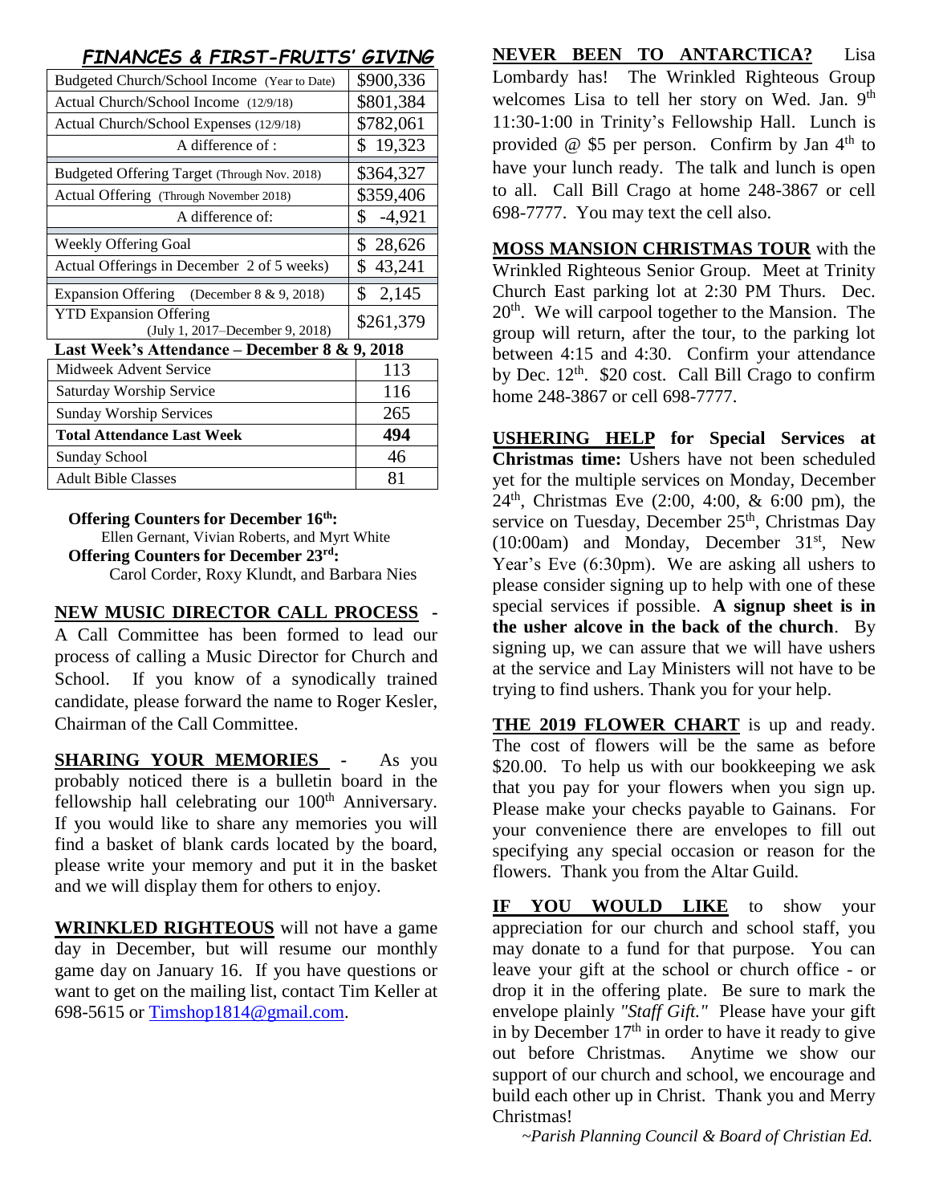## FINANCES & FIRST-FRUITS' GIVING

| | |
|---|---|
| Budgeted Church/School Income (Year to Date) | $900,336 |
| Actual Church/School Income (12/9/18) | $801,384 |
| Actual Church/School Expenses (12/9/18) | $782,061 |
| A difference of : | $ 19,323 |
| Budgeted Offering Target (Through Nov. 2018) | $364,327 |
| Actual Offering (Through November 2018) | $359,406 |
| A difference of: | $ -4,921 |
| Weekly Offering Goal | $ 28,626 |
| Actual Offerings in December 2 of 5 weeks) | $ 43,241 |
| Expansion Offering (December 8 & 9, 2018) | $ 2,145 |
| YTD Expansion Offering (July 1, 2017–December 9, 2018) | $261,379 |

**Last Week's Attendance – December 8 & 9, 2018**

| | |
|---|---|
| Midweek Advent Service | 113 |
| Saturday Worship Service | 116 |
| Sunday Worship Services | 265 |
| **Total Attendance Last Week** | **494** |
| Sunday School | 46 |
| Adult Bible Classes | 81 |

**Offering Counters for December 16th:**
Ellen Gernant, Vivian Roberts, and Myrt White
**Offering Counters for December 23rd:**
Carol Corder, Roxy Klundt, and Barbara Nies

**NEW MUSIC DIRECTOR CALL PROCESS** - A Call Committee has been formed to lead our process of calling a Music Director for Church and School. If you know of a synodically trained candidate, please forward the name to Roger Kesler, Chairman of the Call Committee.

**SHARING YOUR MEMORIES** - As you probably noticed there is a bulletin board in the fellowship hall celebrating our 100th Anniversary. If you would like to share any memories you will find a basket of blank cards located by the board, please write your memory and put it in the basket and we will display them for others to enjoy.

**WRINKLED RIGHTEOUS** will not have a game day in December, but will resume our monthly game day on January 16. If you have questions or want to get on the mailing list, contact Tim Keller at 698-5615 or Timshop1814@gmail.com.

**NEVER BEEN TO ANTARCTICA?** Lisa Lombardy has! The Wrinkled Righteous Group welcomes Lisa to tell her story on Wed. Jan. 9th 11:30-1:00 in Trinity's Fellowship Hall. Lunch is provided @ $5 per person. Confirm by Jan 4th to have your lunch ready. The talk and lunch is open to all. Call Bill Crago at home 248-3867 or cell 698-7777. You may text the cell also.

**MOSS MANSION CHRISTMAS TOUR** with the Wrinkled Righteous Senior Group. Meet at Trinity Church East parking lot at 2:30 PM Thurs. Dec. 20th. We will carpool together to the Mansion. The group will return, after the tour, to the parking lot between 4:15 and 4:30. Confirm your attendance by Dec. 12th. $20 cost. Call Bill Crago to confirm home 248-3867 or cell 698-7777.

**USHERING HELP for Special Services at Christmas time:** Ushers have not been scheduled yet for the multiple services on Monday, December 24th, Christmas Eve (2:00, 4:00, & 6:00 pm), the service on Tuesday, December 25th, Christmas Day (10:00am) and Monday, December 31st, New Year's Eve (6:30pm). We are asking all ushers to please consider signing up to help with one of these special services if possible. **A signup sheet is in the usher alcove in the back of the church**. By signing up, we can assure that we will have ushers at the service and Lay Ministers will not have to be trying to find ushers. Thank you for your help.

**THE 2019 FLOWER CHART** is up and ready. The cost of flowers will be the same as before $20.00. To help us with our bookkeeping we ask that you pay for your flowers when you sign up. Please make your checks payable to Gainans. For your convenience there are envelopes to fill out specifying any special occasion or reason for the flowers. Thank you from the Altar Guild.

**IF YOU WOULD LIKE** to show your appreciation for our church and school staff, you may donate to a fund for that purpose. You can leave your gift at the school or church office - or drop it in the offering plate. Be sure to mark the envelope plainly *"Staff Gift."* Please have your gift in by December 17th in order to have it ready to give out before Christmas. Anytime we show our support of our church and school, we encourage and build each other up in Christ. Thank you and Merry Christmas!

*~Parish Planning Council & Board of Christian Ed.*